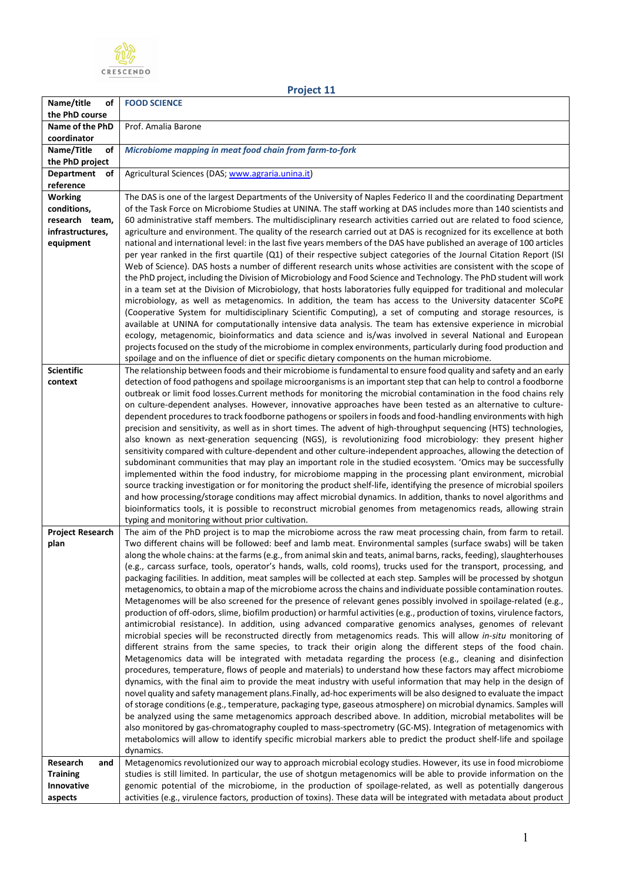CRESCENDO

## Project 11

| Name/title of the PhD course | **FOOD SCIENCE** |
|---|---|
| Name of the PhD coordinator | Prof. Amalia Barone |
| Name/Title of the PhD project | ***Microbiome mapping in meat food chain from farm-to-fork*** |
| Department of reference | Agricultural Sciences (DAS; www.agraria.unina.it) |
| Working conditions, research team, infrastructures, equipment | The DAS is one of the largest Departments of the University of Naples Federico II and the coordinating Department of the Task Force on Microbiome Studies at UNINA. The staff working at DAS includes more than 140 scientists and 60 administrative staff members. The multidisciplinary research activities carried out are related to food science, agriculture and environment. The quality of the research carried out at DAS is recognized for its excellence at both national and international level: in the last five years members of the DAS have published an average of 100 articles per year ranked in the first quartile (Q1) of their respective subject categories of the Journal Citation Report (ISI Web of Science). DAS hosts a number of different research units whose activities are consistent with the scope of the PhD project, including the Division of Microbiology and Food Science and Technology. The PhD student will work in a team set at the Division of Microbiology, that hosts laboratories fully equipped for traditional and molecular microbiology, as well as metagenomics. In addition, the team has access to the University datacenter SCoPE (Cooperative System for multidisciplinary Scientific Computing), a set of computing and storage resources, is available at UNINA for computationally intensive data analysis. The team has extensive experience in microbial ecology, metagenomic, bioinformatics and data science and is/was involved in several National and European projects focused on the study of the microbiome in complex environments, particularly during food production and spoilage and on the influence of diet or specific dietary components on the human microbiome. |
| Scientific context | The relationship between foods and their microbiome is fundamental to ensure food quality and safety and an early detection of food pathogens and spoilage microorganisms is an important step that can help to control a foodborne outbreak or limit food losses.Current methods for monitoring the microbial contamination in the food chains rely on culture-dependent analyses. However, innovative approaches have been tested as an alternative to culture-dependent procedures to track foodborne pathogens or spoilers in foods and food-handling environments with high precision and sensitivity, as well as in short times. The advent of high-throughput sequencing (HTS) technologies, also known as next-generation sequencing (NGS), is revolutionizing food microbiology: they present higher sensitivity compared with culture-dependent and other culture-independent approaches, allowing the detection of subdominant communities that may play an important role in the studied ecosystem. 'Omics may be successfully implemented within the food industry, for microbiome mapping in the processing plant environment, microbial source tracking investigation or for monitoring the product shelf-life, identifying the presence of microbial spoilers and how processing/storage conditions may affect microbial dynamics. In addition, thanks to novel algorithms and bioinformatics tools, it is possible to reconstruct microbial genomes from metagenomics reads, allowing strain typing and monitoring without prior cultivation. |
| Project Research plan | The aim of the PhD project is to map the microbiome across the raw meat processing chain, from farm to retail. Two different chains will be followed: beef and lamb meat. Environmental samples (surface swabs) will be taken along the whole chains: at the farms (e.g., from animal skin and teats, animal barns, racks, feeding), slaughterhouses (e.g., carcass surface, tools, operator's hands, walls, cold rooms), trucks used for the transport, processing, and packaging facilities. In addition, meat samples will be collected at each step. Samples will be processed by shotgun metagenomics, to obtain a map of the microbiome across the chains and individuate possible contamination routes. Metagenomes will be also screened for the presence of relevant genes possibly involved in spoilage-related (e.g., production of off-odors, slime, biofilm production) or harmful activities (e.g., production of toxins, virulence factors, antimicrobial resistance). In addition, using advanced comparative genomics analyses, genomes of relevant microbial species will be reconstructed directly from metagenomics reads. This will allow *in-situ* monitoring of different strains from the same species, to track their origin along the different steps of the food chain. Metagenomics data will be integrated with metadata regarding the process (e.g., cleaning and disinfection procedures, temperature, flows of people and materials) to understand how these factors may affect microbiome dynamics, with the final aim to provide the meat industry with useful information that may help in the design of novel quality and safety management plans.Finally, ad-hoc experiments will be also designed to evaluate the impact of storage conditions (e.g., temperature, packaging type, gaseous atmosphere) on microbial dynamics. Samples will be analyzed using the same metagenomics approach described above. In addition, microbial metabolites will be also monitored by gas-chromatography coupled to mass-spectrometry (GC-MS). Integration of metagenomics with metabolomics will allow to identify specific microbial markers able to predict the product shelf-life and spoilage dynamics. |
| Research and Training Innovative aspects | Metagenomics revolutionized our way to approach microbial ecology studies. However, its use in food microbiome studies is still limited. In particular, the use of shotgun metagenomics will be able to provide information on the genomic potential of the microbiome, in the production of spoilage-related, as well as potentially dangerous activities (e.g., virulence factors, production of toxins). These data will be integrated with metadata about product |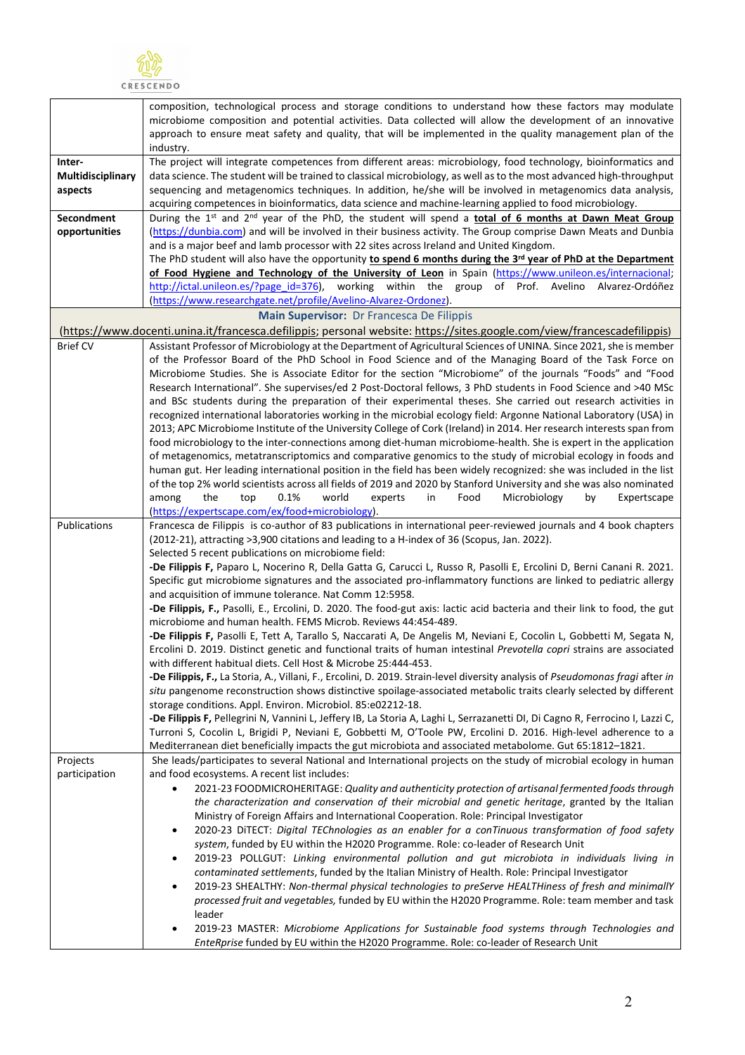| | |
|---|---|
| | composition, technological process and storage conditions to understand how these factors may modulate microbiome composition and potential activities. Data collected will allow the development of an innovative approach to ensure meat safety and quality, that will be implemented in the quality management plan of the industry. |
| **Inter-Multidisciplinary aspects** | The project will integrate competences from different areas: microbiology, food technology, bioinformatics and data science. The student will be trained to classical microbiology, as well as to the most advanced high-throughput sequencing and metagenomics techniques. In addition, he/she will be involved in metagenomics data analysis, acquiring competences in bioinformatics, data science and machine-learning applied to food microbiology. |
| **Secondment opportunities** | During the 1st and 2nd year of the PhD, the student will spend a **total of 6 months at Dawn Meat Group** (https://dunbia.com) and will be involved in their business activity. The Group comprise Dawn Meats and Dunbia and is a major beef and lamb processor with 22 sites across Ireland and United Kingdom. The PhD student will also have the opportunity **to spend 6 months during the 3rd year of PhD at the Department of Food Hygiene and Technology of the University of Leon** in Spain (https://www.unileon.es/internacional; http://ictal.unileon.es/?page_id=376), working within the group of Prof. Avelino Alvarez-Ordóñez (https://www.researchgate.net/profile/Avelino-Alvarez-Ordonez). |
| **Main Supervisor:** Dr Francesca De Filippis (https://www.docenti.unina.it/francesca.defilippis; personal website: https://sites.google.com/view/francescadefilippis) | |
| Brief CV | Assistant Professor of Microbiology at the Department of Agricultural Sciences of UNINA. Since 2021, she is member of the Professor Board of the PhD School in Food Science and of the Managing Board of the Task Force on Microbiome Studies. She is Associate Editor for the section "Microbiome" of the journals "Foods" and "Food Research International". She supervises/ed 2 Post-Doctoral fellows, 3 PhD students in Food Science and >40 MSc and BSc students during the preparation of their experimental theses. She carried out research activities in recognized international laboratories working in the microbial ecology field: Argonne National Laboratory (USA) in 2013; APC Microbiome Institute of the University College of Cork (Ireland) in 2014. Her research interests span from food microbiology to the inter-connections among diet-human microbiome-health. She is expert in the application of metagenomics, metatranscriptomics and comparative genomics to the study of microbial ecology in foods and human gut. Her leading international position in the field has been widely recognized: she was included in the list of the top 2% world scientists across all fields of 2019 and 2020 by Stanford University and she was also nominated among the top 0.1% world experts in Food Microbiology by Expertscape (https://expertscape.com/ex/food+microbiology). |
| Publications | Francesca de Filippis is co-author of 83 publications in international peer-reviewed journals and 4 book chapters (2012-21), attracting >3,900 citations and leading to a H-index of 36 (Scopus, Jan. 2022).<br>Selected 5 recent publications on microbiome field:<br>**-De Filippis F,** Paparo L, Nocerino R, Della Gatta G, Carucci L, Russo R, Pasolli E, Ercolini D, Berni Canani R. 2021. Specific gut microbiome signatures and the associated pro-inflammatory functions are linked to pediatric allergy and acquisition of immune tolerance. Nat Comm 12:5958.<br>**-De Filippis, F.,** Pasolli, E., Ercolini, D. 2020. The food-gut axis: lactic acid bacteria and their link to food, the gut microbiome and human health. FEMS Microb. Reviews 44:454-489.<br>**-De Filippis F,** Pasolli E, Tett A, Tarallo S, Naccarati A, De Angelis M, Neviani E, Cocolin L, Gobbetti M, Segata N, Ercolini D. 2019. Distinct genetic and functional traits of human intestinal *Prevotella copri* strains are associated with different habitual diets. Cell Host & Microbe 25:444-453.<br>**-De Filippis, F.,** La Storia, A., Villani, F., Ercolini, D. 2019. Strain-level diversity analysis of *Pseudomonas fragi* after *in situ* pangenome reconstruction shows distinctive spoilage-associated metabolic traits clearly selected by different storage conditions. Appl. Environ. Microbiol. 85:e02212-18.<br>**-De Filippis F,** Pellegrini N, Vannini L, Jeffery IB, La Storia A, Laghi L, Serrazanetti DI, Di Cagno R, Ferrocino I, Lazzi C, Turroni S, Cocolin L, Brigidi P, Neviani E, Gobbetti M, O'Toole PW, Ercolini D. 2016. High-level adherence to a Mediterranean diet beneficially impacts the gut microbiota and associated metabolome. Gut 65:1812–1821. |
| Projects participation | She leads/participates to several National and International projects on the study of microbial ecology in human and food ecosystems. A recent list includes:<br>• 2021-23 FOODMICROHERITAGE: *Quality and authenticity protection of artisanal fermented foods through the characterization and conservation of their microbial and genetic heritage*, granted by the Italian Ministry of Foreign Affairs and International Cooperation. Role: Principal Investigator<br>• 2020-23 DiTECT: *Digital TEChnologies as an enabler for a conTinuous transformation of food safety system*, funded by EU within the H2020 Programme. Role: co-leader of Research Unit<br>• 2019-23 POLLGUT: *Linking environmental pollution and gut microbiota in individuals living in contaminated settlements*, funded by the Italian Ministry of Health. Role: Principal Investigator<br>• 2019-23 SHEALTHY: *Non-thermal physical technologies to preServe HEALTHiness of fresh and minimallY processed fruit and vegetables,* funded by EU within the H2020 Programme. Role: team member and task leader<br>• 2019-23 MASTER: *Microbiome Applications for Sustainable food systems through Technologies and EnteRprise* funded by EU within the H2020 Programme. Role: co-leader of Research Unit |